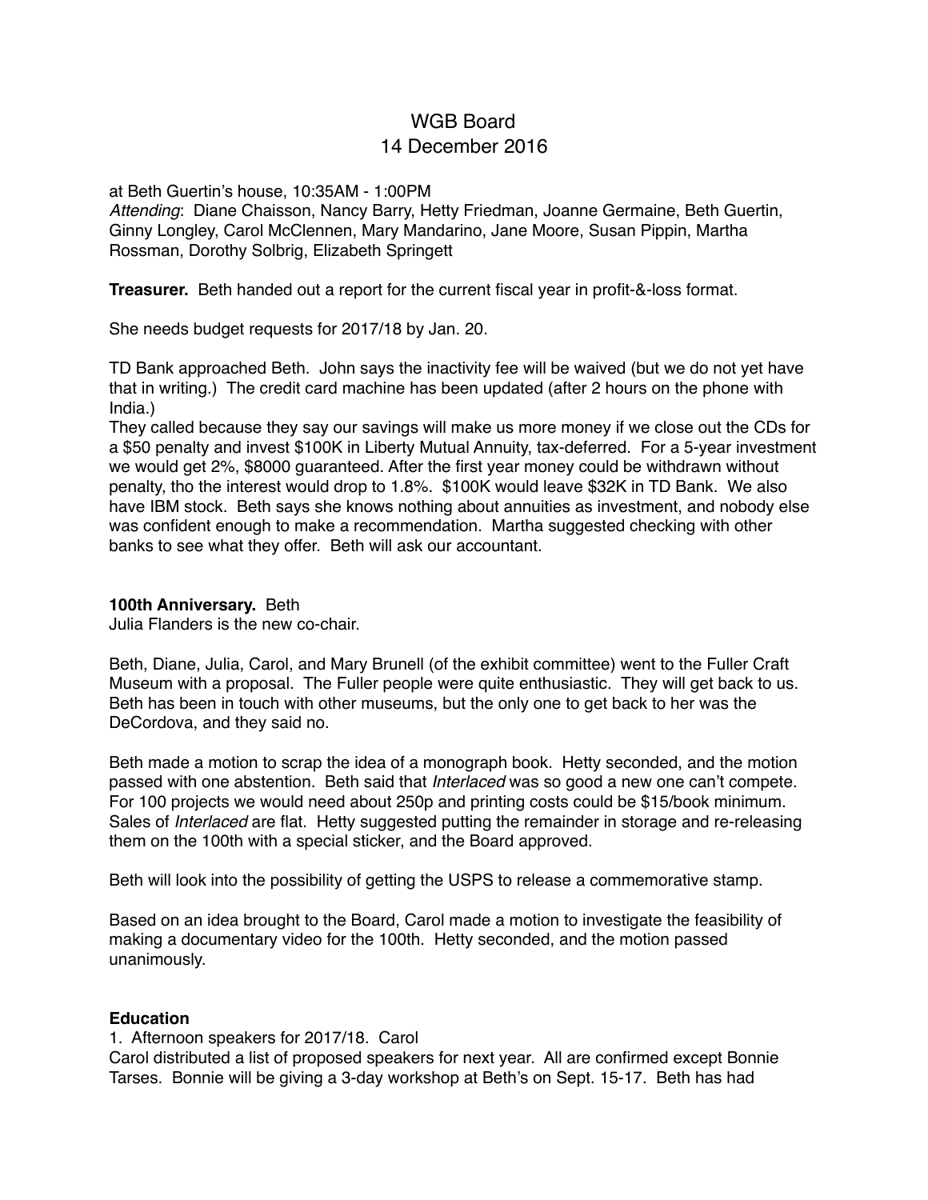# WGB Board
## 14 December 2016

at Beth Guertin's house, 10:35AM - 1:00PM
*Attending*: Diane Chaisson, Nancy Barry, Hetty Friedman, Joanne Germaine, Beth Guertin, Ginny Longley, Carol McClennen, Mary Mandarino, Jane Moore, Susan Pippin, Martha Rossman, Dorothy Solbrig, Elizabeth Springett

**Treasurer.** Beth handed out a report for the current fiscal year in profit-&-loss format.

She needs budget requests for 2017/18 by Jan. 20.

TD Bank approached Beth. John says the inactivity fee will be waived (but we do not yet have that in writing.) The credit card machine has been updated (after 2 hours on the phone with India.)
They called because they say our savings will make us more money if we close out the CDs for a $50 penalty and invest $100K in Liberty Mutual Annuity, tax-deferred. For a 5-year investment we would get 2%, $8000 guaranteed. After the first year money could be withdrawn without penalty, tho the interest would drop to 1.8%. $100K would leave $32K in TD Bank. We also have IBM stock. Beth says she knows nothing about annuities as investment, and nobody else was confident enough to make a recommendation. Martha suggested checking with other banks to see what they offer. Beth will ask our accountant.

**100th Anniversary.** Beth
Julia Flanders is the new co-chair.

Beth, Diane, Julia, Carol, and Mary Brunell (of the exhibit committee) went to the Fuller Craft Museum with a proposal. The Fuller people were quite enthusiastic. They will get back to us. Beth has been in touch with other museums, but the only one to get back to her was the DeCordova, and they said no.

Beth made a motion to scrap the idea of a monograph book. Hetty seconded, and the motion passed with one abstention. Beth said that *Interlaced* was so good a new one can't compete. For 100 projects we would need about 250p and printing costs could be $15/book minimum. Sales of *Interlaced* are flat. Hetty suggested putting the remainder in storage and re-releasing them on the 100th with a special sticker, and the Board approved.

Beth will look into the possibility of getting the USPS to release a commemorative stamp.

Based on an idea brought to the Board, Carol made a motion to investigate the feasibility of making a documentary video for the 100th. Hetty seconded, and the motion passed unanimously.

**Education**
1. Afternoon speakers for 2017/18. Carol
Carol distributed a list of proposed speakers for next year. All are confirmed except Bonnie Tarses. Bonnie will be giving a 3-day workshop at Beth's on Sept. 15-17. Beth has had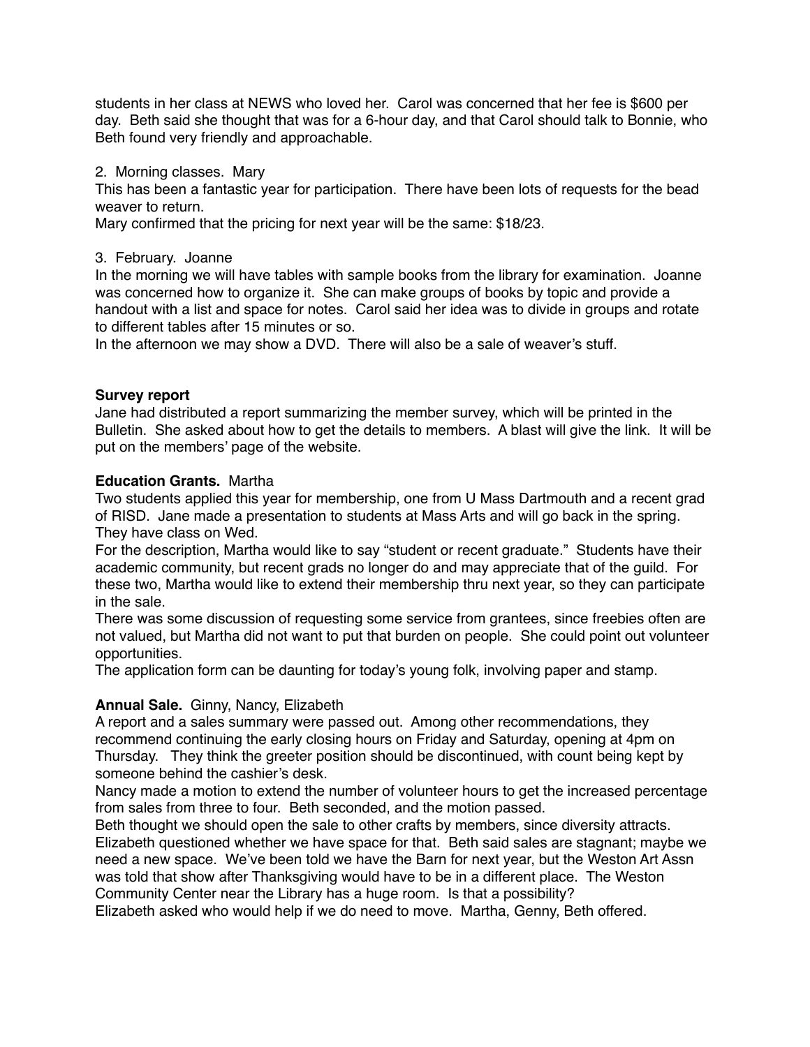students in her class at NEWS who loved her. Carol was concerned that her fee is $600 per day. Beth said she thought that was for a 6-hour day, and that Carol should talk to Bonnie, who Beth found very friendly and approachable.

2. Morning classes. Mary
This has been a fantastic year for participation. There have been lots of requests for the bead weaver to return.
Mary confirmed that the pricing for next year will be the same: $18/23.

3. February. Joanne
In the morning we will have tables with sample books from the library for examination. Joanne was concerned how to organize it. She can make groups of books by topic and provide a handout with a list and space for notes. Carol said her idea was to divide in groups and rotate to different tables after 15 minutes or so.
In the afternoon we may show a DVD. There will also be a sale of weaver's stuff.

**Survey report**
Jane had distributed a report summarizing the member survey, which will be printed in the Bulletin. She asked about how to get the details to members. A blast will give the link. It will be put on the members' page of the website.

**Education Grants.** Martha
Two students applied this year for membership, one from U Mass Dartmouth and a recent grad of RISD. Jane made a presentation to students at Mass Arts and will go back in the spring. They have class on Wed.
For the description, Martha would like to say "student or recent graduate." Students have their academic community, but recent grads no longer do and may appreciate that of the guild. For these two, Martha would like to extend their membership thru next year, so they can participate in the sale.
There was some discussion of requesting some service from grantees, since freebies often are not valued, but Martha did not want to put that burden on people. She could point out volunteer opportunities.
The application form can be daunting for today's young folk, involving paper and stamp.

**Annual Sale.** Ginny, Nancy, Elizabeth
A report and a sales summary were passed out. Among other recommendations, they recommend continuing the early closing hours on Friday and Saturday, opening at 4pm on Thursday. They think the greeter position should be discontinued, with count being kept by someone behind the cashier's desk.
Nancy made a motion to extend the number of volunteer hours to get the increased percentage from sales from three to four. Beth seconded, and the motion passed.
Beth thought we should open the sale to other crafts by members, since diversity attracts. Elizabeth questioned whether we have space for that. Beth said sales are stagnant; maybe we need a new space. We've been told we have the Barn for next year, but the Weston Art Assn was told that show after Thanksgiving would have to be in a different place. The Weston Community Center near the Library has a huge room. Is that a possibility?
Elizabeth asked who would help if we do need to move. Martha, Genny, Beth offered.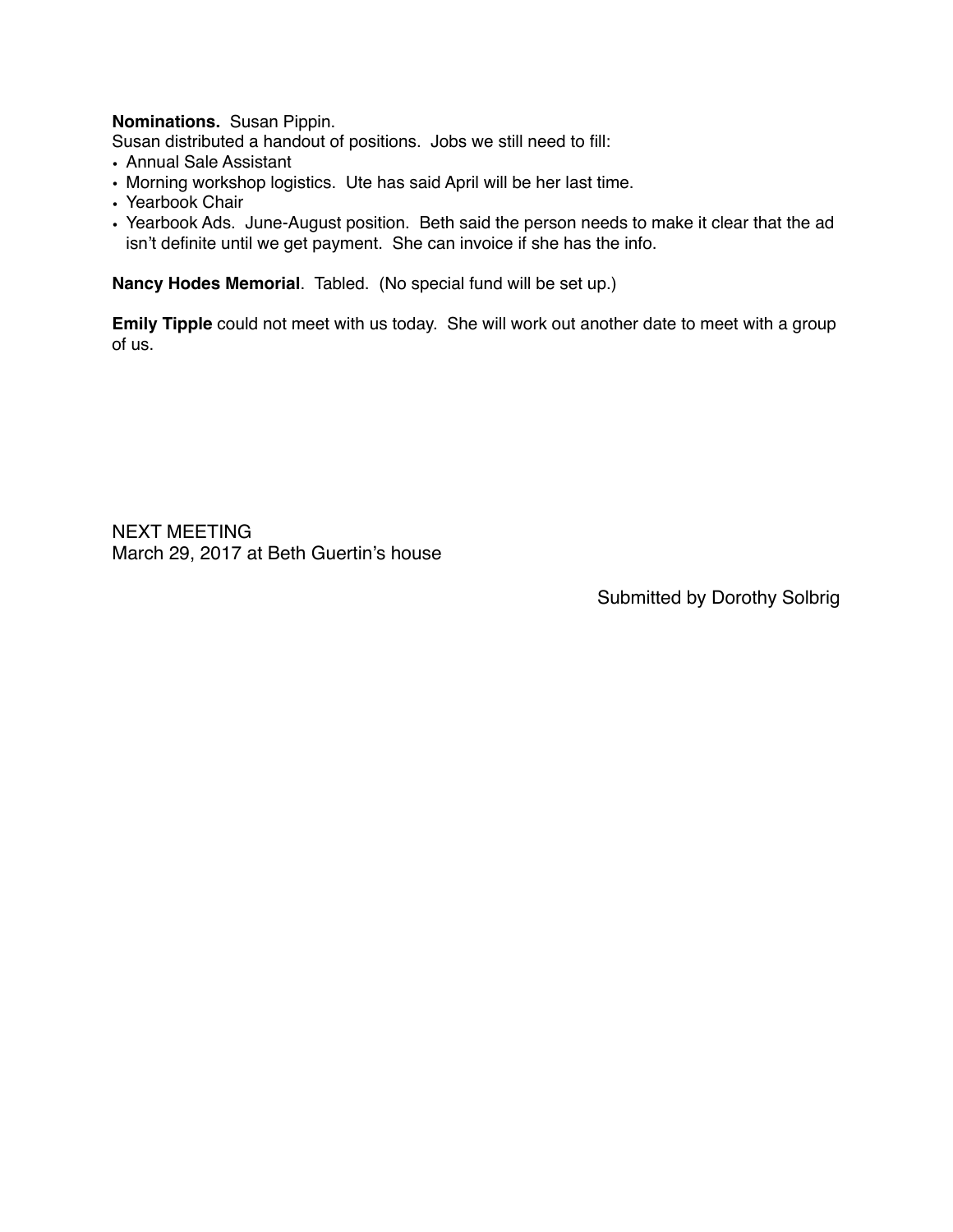**Nominations.** Susan Pippin.

Susan distributed a handout of positions. Jobs we still need to fill:

- Annual Sale Assistant
- Morning workshop logistics. Ute has said April will be her last time.
- Yearbook Chair
- Yearbook Ads. June-August position. Beth said the person needs to make it clear that the ad isn't definite until we get payment. She can invoice if she has the info.

**Nancy Hodes Memorial**. Tabled. (No special fund will be set up.)

**Emily Tipple** could not meet with us today. She will work out another date to meet with a group of us.

NEXT MEETING
March 29, 2017 at Beth Guertin's house

Submitted by Dorothy Solbrig